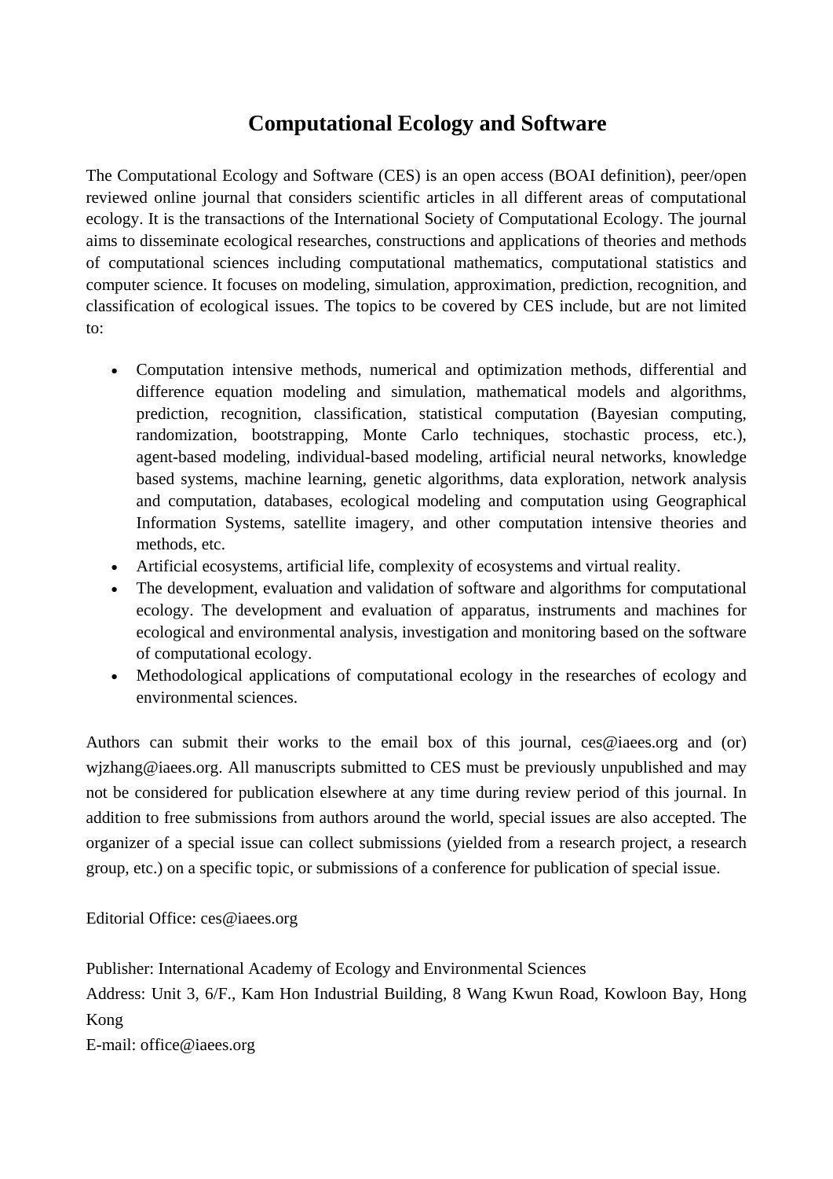# Computational Ecology and Software

The Computational Ecology and Software (CES) is an open access (BOAI definition), peer/open reviewed online journal that considers scientific articles in all different areas of computational ecology. It is the transactions of the International Society of Computational Ecology. The journal aims to disseminate ecological researches, constructions and applications of theories and methods of computational sciences including computational mathematics, computational statistics and computer science. It focuses on modeling, simulation, approximation, prediction, recognition, and classification of ecological issues. The topics to be covered by CES include, but are not limited to:

- Computation intensive methods, numerical and optimization methods, differential and difference equation modeling and simulation, mathematical models and algorithms, prediction, recognition, classification, statistical computation (Bayesian computing, randomization, bootstrapping, Monte Carlo techniques, stochastic process, etc.), agent-based modeling, individual-based modeling, artificial neural networks, knowledge based systems, machine learning, genetic algorithms, data exploration, network analysis and computation, databases, ecological modeling and computation using Geographical Information Systems, satellite imagery, and other computation intensive theories and methods, etc.
- Artificial ecosystems, artificial life, complexity of ecosystems and virtual reality.
- The development, evaluation and validation of software and algorithms for computational ecology. The development and evaluation of apparatus, instruments and machines for ecological and environmental analysis, investigation and monitoring based on the software of computational ecology.
- Methodological applications of computational ecology in the researches of ecology and environmental sciences.

Authors can submit their works to the email box of this journal, ces@iaees.org and (or) wjzhang@iaees.org. All manuscripts submitted to CES must be previously unpublished and may not be considered for publication elsewhere at any time during review period of this journal. In addition to free submissions from authors around the world, special issues are also accepted. The organizer of a special issue can collect submissions (yielded from a research project, a research group, etc.) on a specific topic, or submissions of a conference for publication of special issue.

Editorial Office: ces@iaees.org

Publisher: International Academy of Ecology and Environmental Sciences  
Address: Unit 3, 6/F., Kam Hon Industrial Building, 8 Wang Kwun Road, Kowloon Bay, Hong Kong  
E-mail: office@iaees.org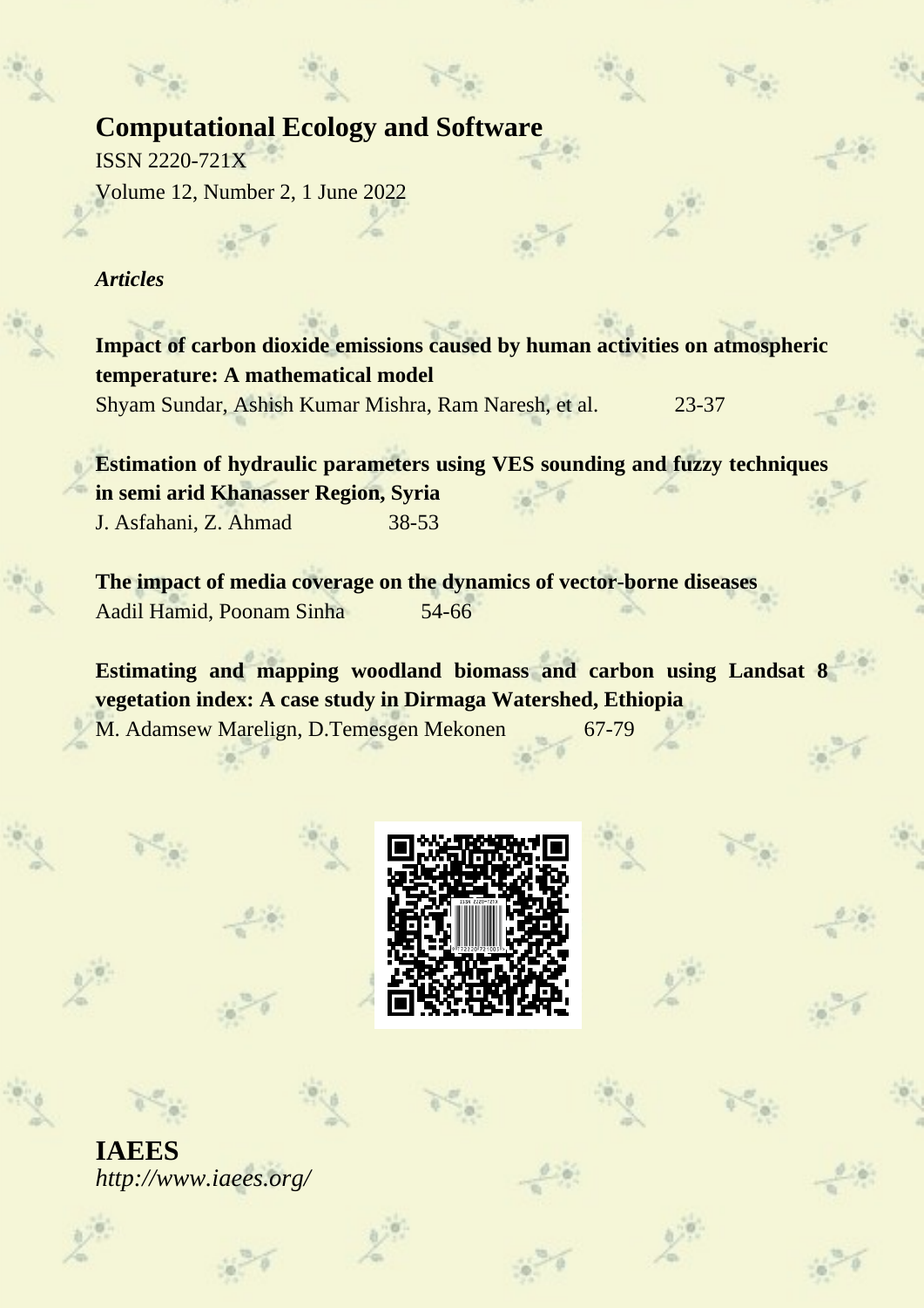# Computational Ecology and Software

ISSN 2220-721X

Volume 12, Number 2, 1 June 2022

*Articles*

**Impact of carbon dioxide emissions caused by human activities on atmospheric temperature: A mathematical model**

Shyam Sundar, Ashish Kumar Mishra, Ram Naresh, et al. 23-37

**Estimation of hydraulic parameters using VES sounding and fuzzy techniques in semi arid Khanasser Region, Syria**

J. Asfahani, Z. Ahmad 38-53

**The impact of media coverage on the dynamics of vector-borne diseases**

Aadil Hamid, Poonam Sinha 54-66

**Estimating and mapping woodland biomass and carbon using Landsat 8 vegetation index: A case study in Dirmaga Watershed, Ethiopia**

M. Adamsew Marelign, D.Temesgen Mekonen 67-79

**IAEES**

*http://www.iaees.org/*